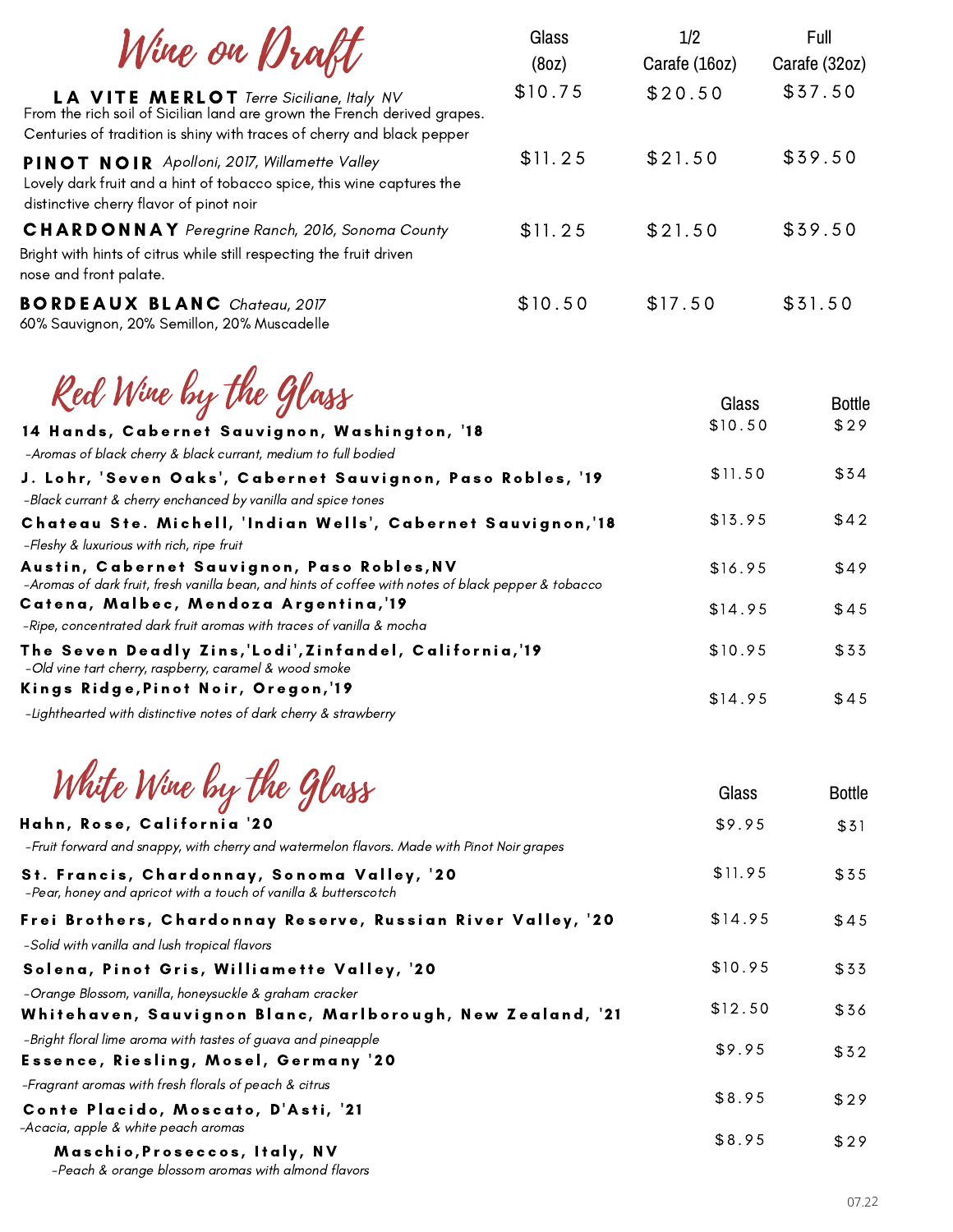# Wine on Draft

| | Glass (8oz) | 1/2 Carafe (16oz) | Full Carafe (32oz) |
|---|---|---|---|
| **LA VITE MERLOT** *Terre Siciliane, Italy NV*<br>From the rich soil of Sicilian land are grown the French derived grapes. Centuries of tradition is shiny with traces of cherry and black pepper | $10.75 | $20.50 | $37.50 |
| **PINOT NOIR** *Apolloni, 2017, Willamette Valley*<br>Lovely dark fruit and a hint of tobacco spice, this wine captures the distinctive cherry flavor of pinot noir | $11.25 | $21.50 | $39.50 |
| **CHARDONNAY** *Peregrine Ranch, 2016, Sonoma County*<br>Bright with hints of citrus while still respecting the fruit driven nose and front palate. | $11.25 | $21.50 | $39.50 |
| **BORDEAUX BLANC** *Chateau, 2017*<br>60% Sauvignon, 20% Semillon, 20% Muscadelle | $10.50 | $17.50 | $31.50 |

# Red Wine by the Glass

| | Glass | Bottle |
|---|---|---|
| **14 Hands, Cabernet Sauvignon, Washington, '18**<br>*-Aromas of black cherry & black currant, medium to full bodied* | $10.50 | $29 |
| **J. Lohr, 'Seven Oaks', Cabernet Sauvignon, Paso Robles, '19**<br>*-Black currant & cherry enchanced by vanilla and spice tones* | $11.50 | $34 |
| **Chateau Ste. Michell, 'Indian Wells', Cabernet Sauvignon,'18**<br>*-Fleshy & luxurious with rich, ripe fruit* | $13.95 | $42 |
| **Austin, Cabernet Sauvignon, Paso Robles,NV**<br>*-Aromas of dark fruit, fresh vanilla bean, and hints of coffee with notes of black pepper & tobacco* | $16.95 | $49 |
| **Catena, Malbec, Mendoza Argentina,'19**<br>*-Ripe, concentrated dark fruit aromas with traces of vanilla & mocha* | $14.95 | $45 |
| **The Seven Deadly Zins,'Lodi',Zinfandel, California,'19**<br>*-Old vine tart cherry, raspberry, caramel & wood smoke* | $10.95 | $33 |
| **Kings Ridge,Pinot Noir, Oregon,'19**<br>*-Lighthearted with distinctive notes of dark cherry & strawberry* | $14.95 | $45 |

# White Wine by the Glass

| | Glass | Bottle |
|---|---|---|
| **Hahn, Rose, California '20**<br>*-Fruit forward and snappy, with cherry and watermelon flavors. Made with Pinot Noir grapes* | $9.95 | $31 |
| **St. Francis, Chardonnay, Sonoma Valley, '20**<br>*-Pear, honey and apricot with a touch of vanilla & butterscotch* | $11.95 | $35 |
| **Frei Brothers, Chardonnay Reserve, Russian River Valley, '20**<br>*-Solid with vanilla and lush tropical flavors* | $14.95 | $45 |
| **Solena, Pinot Gris, Williamette Valley, '20**<br>*-Orange Blossom, vanilla, honeysuckle & graham cracker* | $10.95 | $33 |
| **Whitehaven, Sauvignon Blanc, Marlborough, New Zealand, '21**<br>*-Bright floral lime aroma with tastes of guava and pineapple* | $12.50 | $36 |
| **Essence, Riesling, Mosel, Germany '20**<br>*-Fragrant aromas with fresh florals of peach & citrus* | $9.95 | $32 |
| **Conte Placido, Moscato, D'Asti, '21**<br>*-Acacia, apple & white peach aromas* | $8.95 | $29 |
| **Maschio,Proseccos, Italy, NV**<br>*-Peach & orange blossom aromas with almond flavors* | $8.95 | $29 |

07.22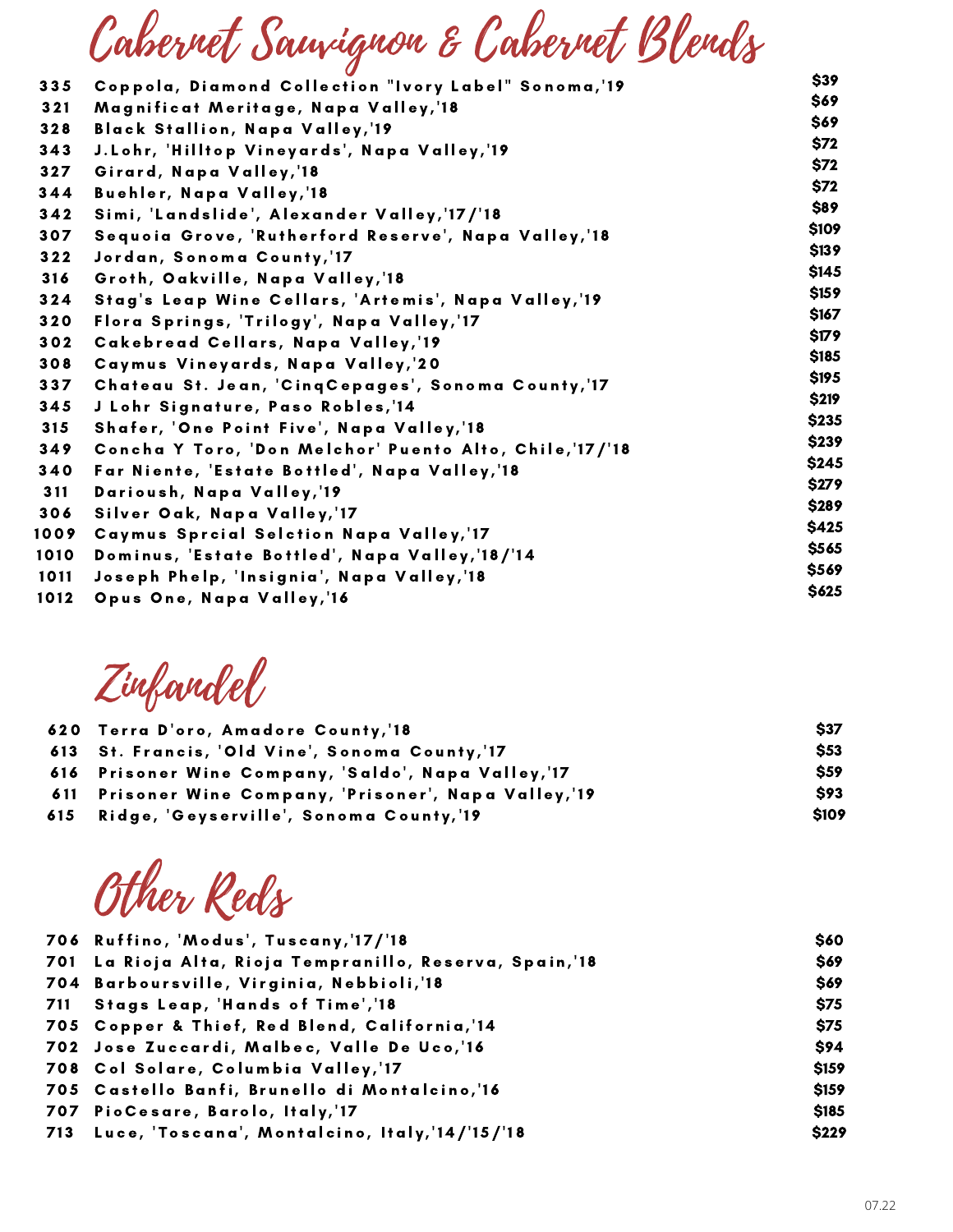## Cabernet Sauvignon & Cabernet Blends

| | | |
|---|---|---|
| 335 | Coppola, Diamond Collection "Ivory Label" Sonoma,'19 | $39 |
| 321 | Magnificat Meritage, Napa Valley,'18 | $69 |
| 328 | Black Stallion, Napa Valley,'19 | $69 |
| 343 | J.Lohr, 'Hilltop Vineyards', Napa Valley,'19 | $72 |
| 327 | Girard, Napa Valley,'18 | $72 |
| 344 | Buehler, Napa Valley,'18 | $72 |
| 342 | Simi, 'Landslide', Alexander Valley,'17/'18 | $89 |
| 307 | Sequoia Grove, 'Rutherford Reserve', Napa Valley,'18 | $109 |
| 322 | Jordan, Sonoma County,'17 | $139 |
| 316 | Groth, Oakville, Napa Valley,'18 | $145 |
| 324 | Stag's Leap Wine Cellars, 'Artemis', Napa Valley,'19 | $159 |
| 320 | Flora Springs, 'Trilogy', Napa Valley,'17 | $167 |
| 302 | Cakebread Cellars, Napa Valley,'19 | $179 |
| 308 | Caymus Vineyards, Napa Valley,'20 | $185 |
| 337 | Chateau St. Jean, 'CinqCepages', Sonoma County,'17 | $195 |
| 345 | J Lohr Signature, Paso Robles,'14 | $219 |
| 315 | Shafer, 'One Point Five', Napa Valley,'18 | $235 |
| 349 | Concha Y Toro, 'Don Melchor' Puento Alto, Chile,'17/'18 | $239 |
| 340 | Far Niente, 'Estate Bottled', Napa Valley,'18 | $245 |
| 311 | Darioush, Napa Valley,'19 | $279 |
| 306 | Silver Oak, Napa Valley,'17 | $289 |
| 1009 | Caymus Sprcial Selction Napa Valley,'17 | $425 |
| 1010 | Dominus, 'Estate Bottled', Napa Valley,'18/'14 | $565 |
| 1011 | Joseph Phelp, 'Insignia', Napa Valley,'18 | $569 |
| 1012 | Opus One, Napa Valley,'16 | $625 |

## Zinfandel

| | | |
|---|---|---|
| 620 | Terra D'oro, Amadore County,'18 | $37 |
| 613 | St. Francis, 'Old Vine', Sonoma County,'17 | $53 |
| 616 | Prisoner Wine Company, 'Saldo', Napa Valley,'17 | $59 |
| 611 | Prisoner Wine Company, 'Prisoner', Napa Valley,'19 | $93 |
| 615 | Ridge, 'Geyserville', Sonoma County,'19 | $109 |

## Other Reds

| | | |
|---|---|---|
| 706 | Ruffino, 'Modus', Tuscany,'17/'18 | $60 |
| 701 | La Rioja Alta, Rioja Tempranillo, Reserva, Spain,'18 | $69 |
| 704 | Barboursville, Virginia, Nebbioli,'18 | $69 |
| 711 | Stags Leap, 'Hands of Time','18 | $75 |
| 705 | Copper & Thief, Red Blend, California,'14 | $75 |
| 702 | Jose Zuccardi, Malbec, Valle De Uco,'16 | $94 |
| 708 | Col Solare, Columbia Valley,'17 | $159 |
| 705 | Castello Banfi, Brunello di Montalcino,'16 | $159 |
| 707 | PioCesare, Barolo, Italy,'17 | $185 |
| 713 | Luce, 'Toscana', Montalcino, Italy,'14/'15/'18 | $229 |

07.22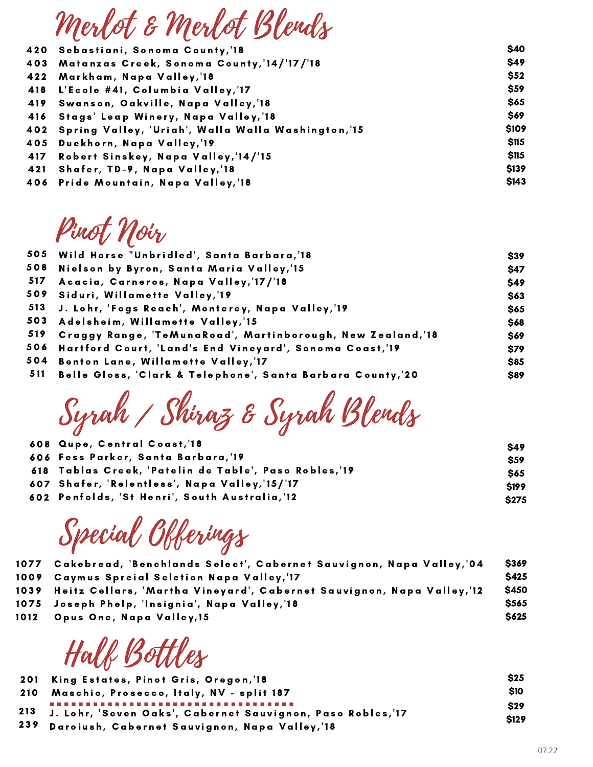## Merlot & Merlot Blends

| | | |
|---|---|---|
| 420 | Sebastiani, Sonoma County,'18 | $40 |
| 403 | Matanzas Creek, Sonoma County,'14/'17/'18 | $49 |
| 422 | Markham, Napa Valley,'18 | $52 |
| 418 | L'Ecole #41, Columbia Valley,'17 | $59 |
| 419 | Swanson, Oakville, Napa Valley,'18 | $65 |
| 416 | Stags' Leap Winery, Napa Valley,'18 | $69 |
| 402 | Spring Valley, 'Uriah', Walla Walla Washington,'15 | $109 |
| 405 | Duckhorn, Napa Valley,'19 | $115 |
| 417 | Robert Sinskey, Napa Valley,'14/'15 | $115 |
| 421 | Shafer, TD-9, Napa Valley,'18 | $139 |
| 406 | Pride Mountain, Napa Valley,'18 | $143 |

## Pinot Noir

| | | |
|---|---|---|
| 505 | Wild Horse "Unbridled", Santa Barbara,'18 | $39 |
| 508 | Nielson by Byron, Santa Maria Valley,'15 | $47 |
| 517 | Acacia, Carneros, Napa Valley,'17/'18 | $49 |
| 509 | Siduri, Willamette Valley,'19 | $63 |
| 513 | J. Lohr, 'Fogs Reach', Monterey, Napa Valley,'19 | $65 |
| 503 | Adelsheim, Willamette Valley,'15 | $68 |
| 519 | Craggy Range, 'TeMunaRoad', Martinborough, New Zealand,'18 | $69 |
| 506 | Hartford Court, 'Land's End Vineyard', Sonoma Coast,'19 | $79 |
| 504 | Benton Lane, Willamette Valley,'17 | $85 |
| 511 | Belle Gloss, 'Clark & Telephone', Santa Barbara County,'20 | $89 |

## Syrah / Shiraz & Syrah Blends

| | | |
|---|---|---|
| 608 | Qupe, Central Coast,'18 | $49 |
| 606 | Fess Parker, Santa Barbara,'19 | $59 |
| 618 | Tablas Creek, 'Patelin de Table', Paso Robles,'19 | $65 |
| 607 | Shafer, 'Relentless', Napa Valley,'15/'17 | $199 |
| 602 | Penfolds, 'St Henri', South Australia,'12 | $275 |

## Special Offerings

| | | |
|---|---|---|
| 1077 | Cakebread, 'Benchlands Select', Cabernet Sauvignon, Napa Valley,'04 | $369 |
| 1009 | Caymus Sprcial Selction Napa Valley,'17 | $425 |
| 1039 | Heitz Cellars, 'Martha Vineyard', Cabernet Sauvignon, Napa Valley,'12 | $450 |
| 1075 | Joseph Phelp, 'Insignia', Napa Valley,'18 | $565 |
| 1012 | Opus One, Napa Valley,15 | $625 |

## Half Bottles

| | | |
|---|---|---|
| 201 | King Estates, Pinot Gris, Oregon,'18 | $25 |
| 210 | Maschio, Prosecco, Italy, NV - split 187 | $10 |
| 213 | J. Lohr, 'Seven Oaks', Cabernet Sauvignon, Paso Robles,'17 | $29 |
| 239 | Daroiush, Cabernet Sauvignon, Napa Valley,'18 | $129 |

07.22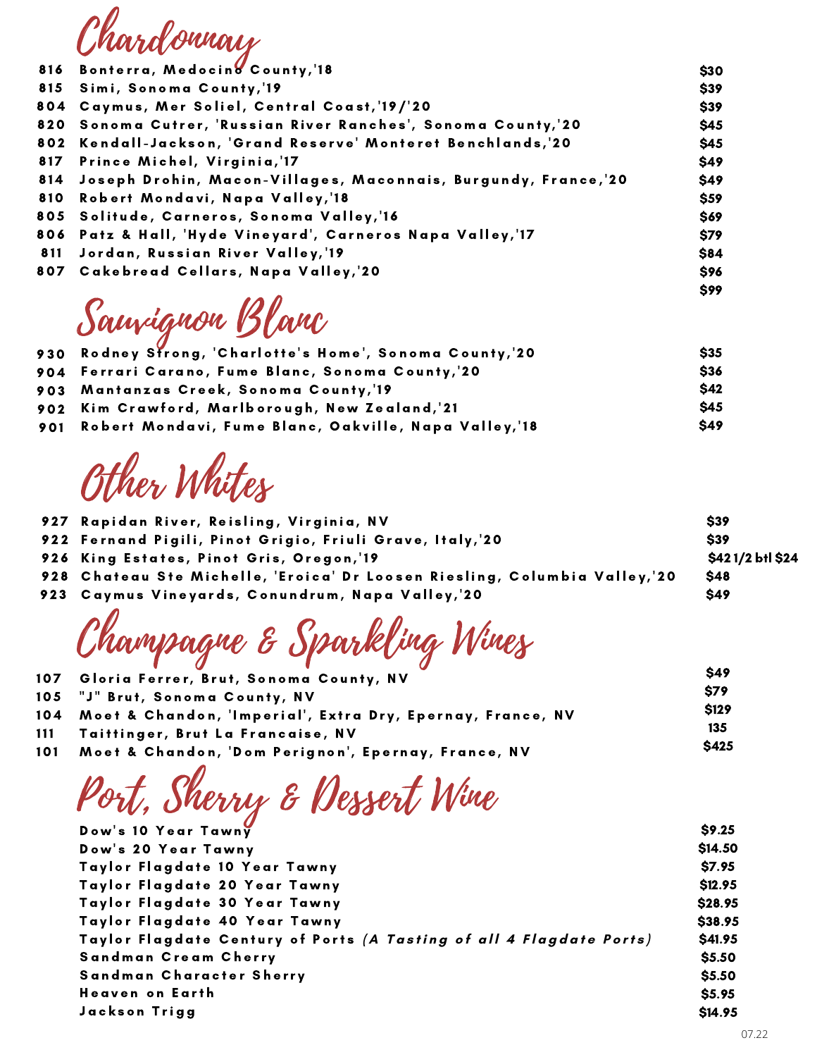## Chardonnay

| | | |
|---|---|---|
| 816 | Bonterra, Medocino County,'18 | $30 |
| 815 | Simi, Sonoma County,'19 | $39 |
| 804 | Caymus, Mer Soliel, Central Coast,'19/'20 | $39 |
| 820 | Sonoma Cutrer, 'Russian River Ranches', Sonoma County,'20 | $45 |
| 802 | Kendall-Jackson, 'Grand Reserve' Monteret Benchlands,'20 | $45 |
| 817 | Prince Michel, Virginia,'17 | $49 |
| 814 | Joseph Drohin, Macon-Villages, Maconnais, Burgundy, France,'20 | $49 |
| 810 | Robert Mondavi, Napa Valley,'18 | $59 |
| 805 | Solitude, Carneros, Sonoma Valley,'16 | $69 |
| 806 | Patz & Hall, 'Hyde Vineyard', Carneros Napa Valley,'17 | $79 |
| 811 | Jordan, Russian River Valley,'19 | $84 |
| 807 | Cakebread Cellars, Napa Valley,'20 | $96 |
| | | $99 |

## Sauvignon Blanc

| | | |
|---|---|---|
| 930 | Rodney Strong, 'Charlotte's Home', Sonoma County,'20 | $35 |
| 904 | Ferrari Carano, Fume Blanc, Sonoma County,'20 | $36 |
| 903 | Mantanzas Creek, Sonoma County,'19 | $42 |
| 902 | Kim Crawford, Marlborough, New Zealand,'21 | $45 |
| 901 | Robert Mondavi, Fume Blanc, Oakville, Napa Valley,'18 | $49 |

## Other Whites

| | | |
|---|---|---|
| 927 | Rapidan River, Reisling, Virginia, NV | $39 |
| 922 | Fernand Pigili, Pinot Grigio, Friuli Grave, Italy,'20 | $39 |
| 926 | King Estates, Pinot Gris, Oregon,'19 | $42 1/2 btl $24 |
| 928 | Chateau Ste Michelle, 'Eroica' Dr Loosen Riesling, Columbia Valley,'20 | $48 |
| 923 | Caymus Vineyards, Conundrum, Napa Valley,'20 | $49 |

## Champagne & Sparkling Wines

| | | |
|---|---|---|
| 107 | Gloria Ferrer, Brut, Sonoma County, NV | $49 |
| 105 | "J" Brut, Sonoma County, NV | $79 |
| 104 | Moet & Chandon, 'Imperial', Extra Dry, Epernay, France, NV | $129 |
| 111 | Taittinger, Brut La Francaise, NV | 135 |
| 101 | Moet & Chandon, 'Dom Perignon', Epernay, France, NV | $425 |

## Port, Sherry & Dessert Wine

| | |
|---|---|
| Dow's 10 Year Tawny | $9.25 |
| Dow's 20 Year Tawny | $14.50 |
| Taylor Flagdate 10 Year Tawny | $7.95 |
| Taylor Flagdate 20 Year Tawny | $12.95 |
| Taylor Flagdate 30 Year Tawny | $28.95 |
| Taylor Flagdate 40 Year Tawny | $38.95 |
| Taylor Flagdate Century of Ports *(A Tasting of all 4 Flagdate Ports)* | $41.95 |
| Sandman Cream Cherry | $5.50 |
| Sandman Character Sherry | $5.50 |
| Heaven on Earth | $5.95 |
| Jackson Trigg | $14.95 |

07.22